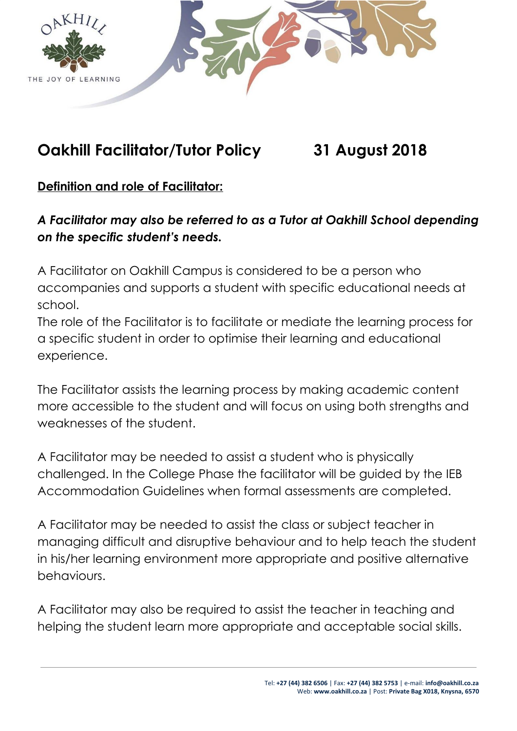# Oakhill Facilitator/Tutor Policy 31 August 2018

## Definition and role of Facilitator:

***A Facilitator may also be referred to as a Tutor at Oakhill School depending on the specific student's needs.***

A Facilitator on Oakhill Campus is considered to be a person who accompanies and supports a student with specific educational needs at school.
The role of the Facilitator is to facilitate or mediate the learning process for a specific student in order to optimise their learning and educational experience.

The Facilitator assists the learning process by making academic content more accessible to the student and will focus on using both strengths and weaknesses of the student.

A Facilitator may be needed to assist a student who is physically challenged. In the College Phase the facilitator will be guided by the IEB Accommodation Guidelines when formal assessments are completed.

A Facilitator may be needed to assist the class or subject teacher in managing difficult and disruptive behaviour and to help teach the student in his/her learning environment more appropriate and positive alternative behaviours.

A Facilitator may also be required to assist the teacher in teaching and helping the student learn more appropriate and acceptable social skills.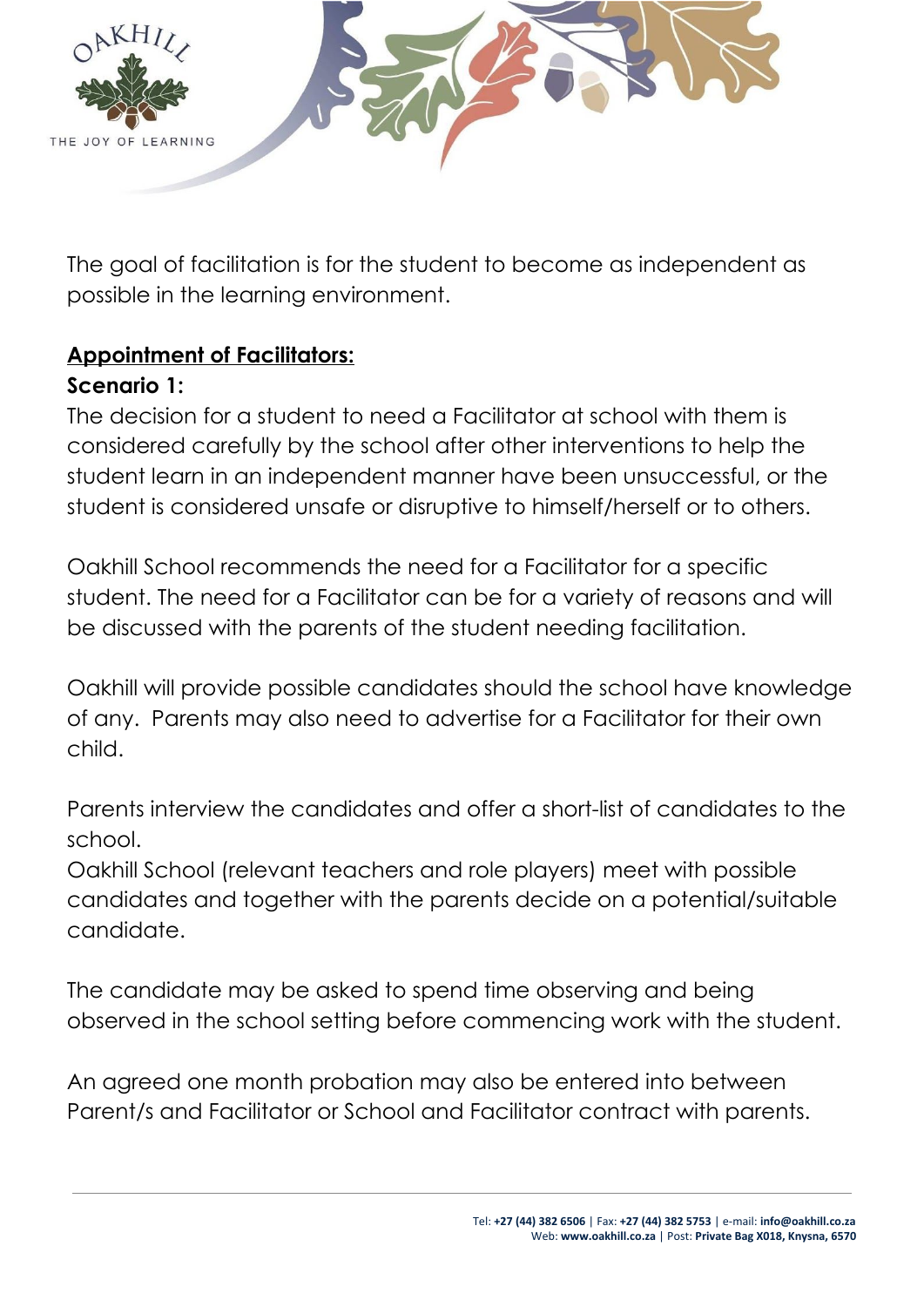The goal of facilitation is for the student to become as independent as possible in the learning environment.

**<u>Appointment of Facilitators:</u>**

**Scenario 1:**

The decision for a student to need a Facilitator at school with them is considered carefully by the school after other interventions to help the student learn in an independent manner have been unsuccessful, or the student is considered unsafe or disruptive to himself/herself or to others.

Oakhill School recommends the need for a Facilitator for a specific student. The need for a Facilitator can be for a variety of reasons and will be discussed with the parents of the student needing facilitation.

Oakhill will provide possible candidates should the school have knowledge of any. Parents may also need to advertise for a Facilitator for their own child.

Parents interview the candidates and offer a short-list of candidates to the school.
Oakhill School (relevant teachers and role players) meet with possible candidates and together with the parents decide on a potential/suitable candidate.

The candidate may be asked to spend time observing and being observed in the school setting before commencing work with the student.

An agreed one month probation may also be entered into between Parent/s and Facilitator or School and Facilitator contract with parents.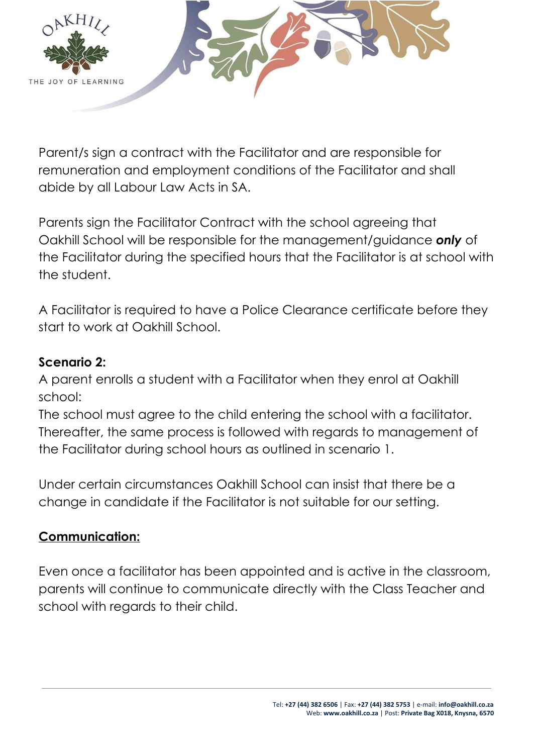Parent/s sign a contract with the Facilitator and are responsible for remuneration and employment conditions of the Facilitator and shall abide by all Labour Law Acts in SA.

Parents sign the Facilitator Contract with the school agreeing that Oakhill School will be responsible for the management/guidance ***only*** of the Facilitator during the specified hours that the Facilitator is at school with the student.

A Facilitator is required to have a Police Clearance certificate before they start to work at Oakhill School.

**Scenario 2:**
A parent enrolls a student with a Facilitator when they enrol at Oakhill school:
The school must agree to the child entering the school with a facilitator. Thereafter, the same process is followed with regards to management of the Facilitator during school hours as outlined in scenario 1.

Under certain circumstances Oakhill School can insist that there be a change in candidate if the Facilitator is not suitable for our setting.

**<u>Communication:</u>**

Even once a facilitator has been appointed and is active in the classroom, parents will continue to communicate directly with the Class Teacher and school with regards to their child.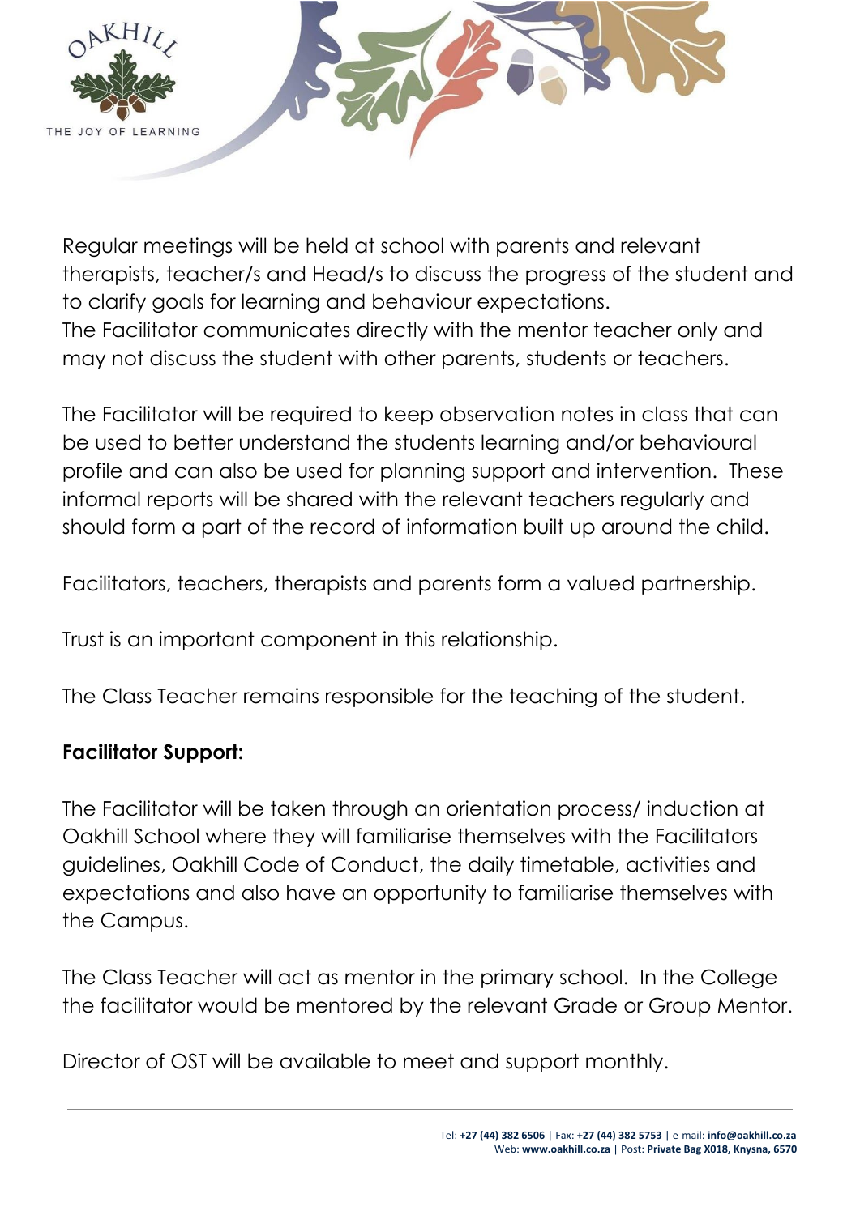Regular meetings will be held at school with parents and relevant therapists, teacher/s and Head/s to discuss the progress of the student and to clarify goals for learning and behaviour expectations.
The Facilitator communicates directly with the mentor teacher only and may not discuss the student with other parents, students or teachers.

The Facilitator will be required to keep observation notes in class that can be used to better understand the students learning and/or behavioural profile and can also be used for planning support and intervention. These informal reports will be shared with the relevant teachers regularly and should form a part of the record of information built up around the child.

Facilitators, teachers, therapists and parents form a valued partnership.

Trust is an important component in this relationship.

The Class Teacher remains responsible for the teaching of the student.

**Facilitator Support:**

The Facilitator will be taken through an orientation process/ induction at Oakhill School where they will familiarise themselves with the Facilitators guidelines, Oakhill Code of Conduct, the daily timetable, activities and expectations and also have an opportunity to familiarise themselves with the Campus.

The Class Teacher will act as mentor in the primary school. In the College the facilitator would be mentored by the relevant Grade or Group Mentor.

Director of OST will be available to meet and support monthly.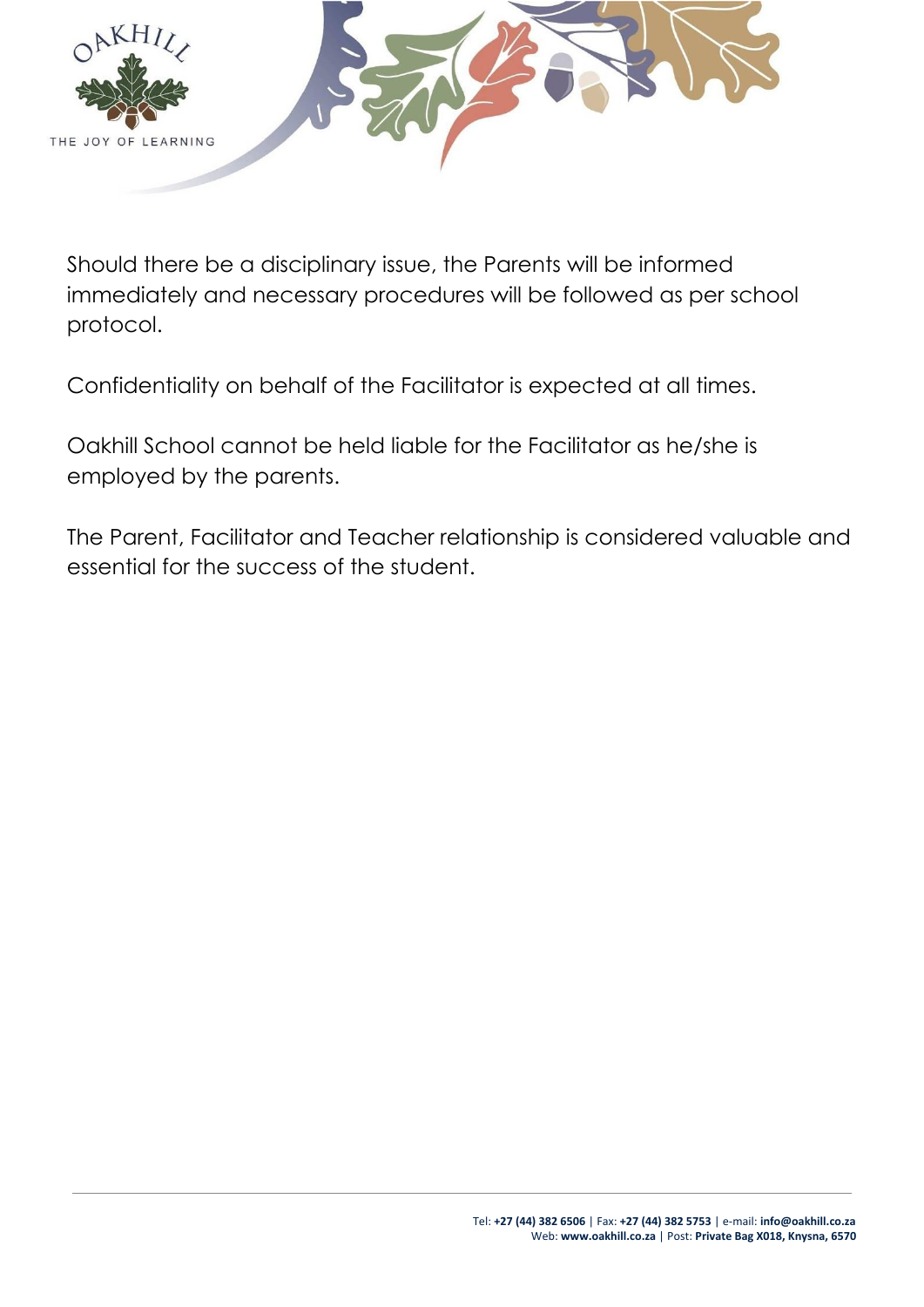Should there be a disciplinary issue, the Parents will be informed immediately and necessary procedures will be followed as per school protocol.

Confidentiality on behalf of the Facilitator is expected at all times.

Oakhill School cannot be held liable for the Facilitator as he/she is employed by the parents.

The Parent, Facilitator and Teacher relationship is considered valuable and essential for the success of the student.